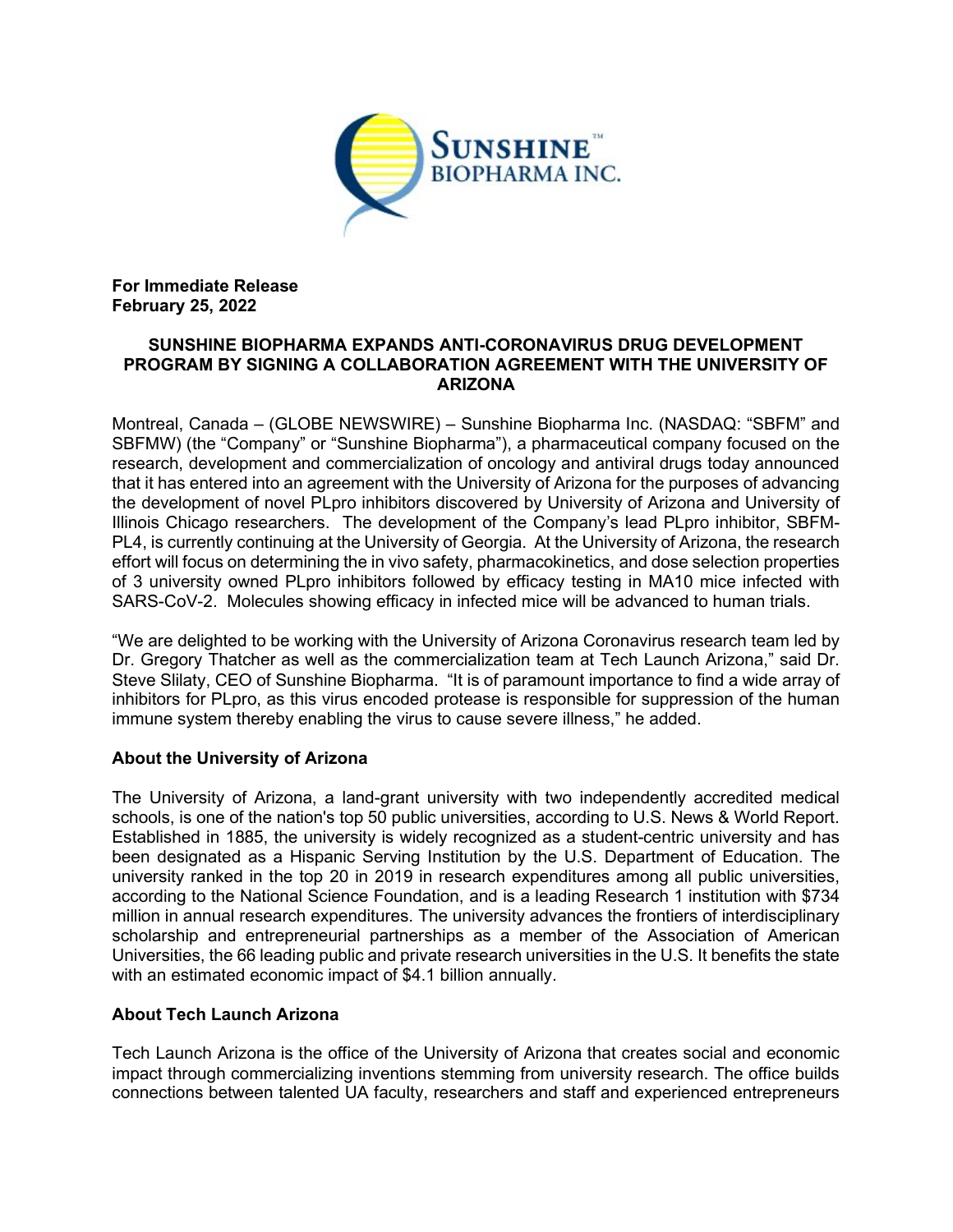**For Immediate Release**
**February 25, 2022**

# SUNSHINE BIOPHARMA EXPANDS ANTI-CORONAVIRUS DRUG DEVELOPMENT PROGRAM BY SIGNING A COLLABORATION AGREEMENT WITH THE UNIVERSITY OF ARIZONA

Montreal, Canada – (GLOBE NEWSWIRE) – Sunshine Biopharma Inc. (NASDAQ: "SBFM" and SBFMW) (the "Company" or "Sunshine Biopharma"), a pharmaceutical company focused on the research, development and commercialization of oncology and antiviral drugs today announced that it has entered into an agreement with the University of Arizona for the purposes of advancing the development of novel PLpro inhibitors discovered by University of Arizona and University of Illinois Chicago researchers. The development of the Company's lead PLpro inhibitor, SBFM-PL4, is currently continuing at the University of Georgia. At the University of Arizona, the research effort will focus on determining the in vivo safety, pharmacokinetics, and dose selection properties of 3 university owned PLpro inhibitors followed by efficacy testing in MA10 mice infected with SARS-CoV-2. Molecules showing efficacy in infected mice will be advanced to human trials.

"We are delighted to be working with the University of Arizona Coronavirus research team led by Dr. Gregory Thatcher as well as the commercialization team at Tech Launch Arizona," said Dr. Steve Slilaty, CEO of Sunshine Biopharma. "It is of paramount importance to find a wide array of inhibitors for PLpro, as this virus encoded protease is responsible for suppression of the human immune system thereby enabling the virus to cause severe illness," he added.

## About the University of Arizona

The University of Arizona, a land-grant university with two independently accredited medical schools, is one of the nation's top 50 public universities, according to U.S. News & World Report. Established in 1885, the university is widely recognized as a student-centric university and has been designated as a Hispanic Serving Institution by the U.S. Department of Education. The university ranked in the top 20 in 2019 in research expenditures among all public universities, according to the National Science Foundation, and is a leading Research 1 institution with $734 million in annual research expenditures. The university advances the frontiers of interdisciplinary scholarship and entrepreneurial partnerships as a member of the Association of American Universities, the 66 leading public and private research universities in the U.S. It benefits the state with an estimated economic impact of $4.1 billion annually.

## About Tech Launch Arizona

Tech Launch Arizona is the office of the University of Arizona that creates social and economic impact through commercializing inventions stemming from university research. The office builds connections between talented UA faculty, researchers and staff and experienced entrepreneurs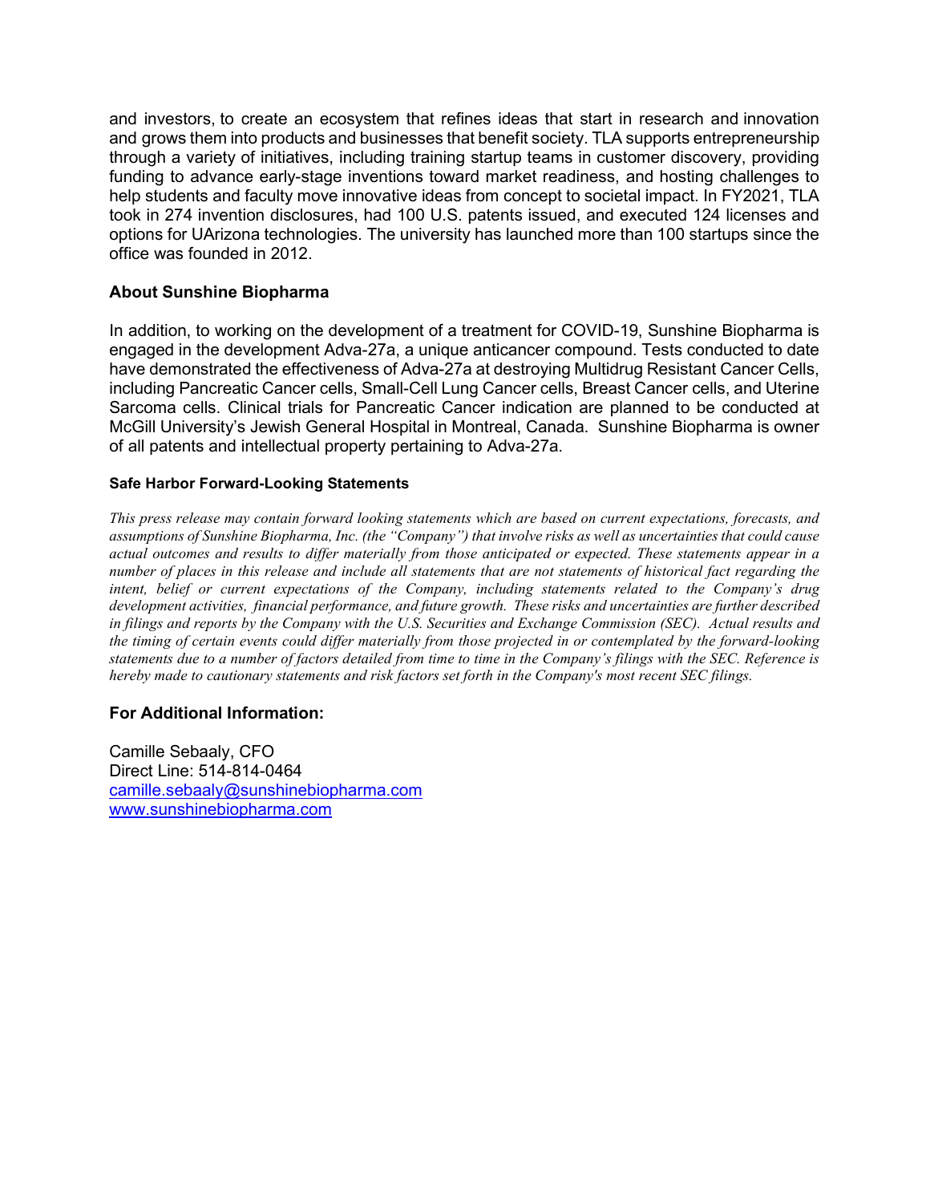and investors, to create an ecosystem that refines ideas that start in research and innovation and grows them into products and businesses that benefit society. TLA supports entrepreneurship through a variety of initiatives, including training startup teams in customer discovery, providing funding to advance early-stage inventions toward market readiness, and hosting challenges to help students and faculty move innovative ideas from concept to societal impact. In FY2021, TLA took in 274 invention disclosures, had 100 U.S. patents issued, and executed 124 licenses and options for UArizona technologies. The university has launched more than 100 startups since the office was founded in 2012.

## About Sunshine Biopharma

In addition, to working on the development of a treatment for COVID-19, Sunshine Biopharma is engaged in the development Adva-27a, a unique anticancer compound. Tests conducted to date have demonstrated the effectiveness of Adva-27a at destroying Multidrug Resistant Cancer Cells, including Pancreatic Cancer cells, Small-Cell Lung Cancer cells, Breast Cancer cells, and Uterine Sarcoma cells. Clinical trials for Pancreatic Cancer indication are planned to be conducted at McGill University's Jewish General Hospital in Montreal, Canada. Sunshine Biopharma is owner of all patents and intellectual property pertaining to Adva-27a.

### Safe Harbor Forward-Looking Statements

*This press release may contain forward looking statements which are based on current expectations, forecasts, and assumptions of Sunshine Biopharma, Inc. (the "Company") that involve risks as well as uncertainties that could cause actual outcomes and results to differ materially from those anticipated or expected. These statements appear in a number of places in this release and include all statements that are not statements of historical fact regarding the intent, belief or current expectations of the Company, including statements related to the Company's drug development activities, financial performance, and future growth. These risks and uncertainties are further described in filings and reports by the Company with the U.S. Securities and Exchange Commission (SEC). Actual results and the timing of certain events could differ materially from those projected in or contemplated by the forward-looking statements due to a number of factors detailed from time to time in the Company's filings with the SEC. Reference is hereby made to cautionary statements and risk factors set forth in the Company's most recent SEC filings.*

## For Additional Information:

Camille Sebaaly, CFO
Direct Line: 514-814-0464
camille.sebaaly@sunshinebiopharma.com
www.sunshinebiopharma.com